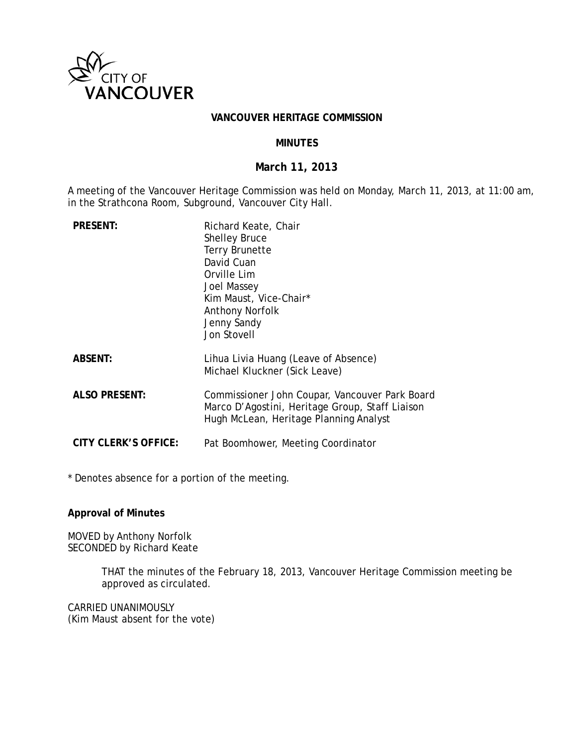CITY OF VANCOUVER

**VANCOUVER HERITAGE COMMISSION**

**MINUTES**

**March 11, 2013**

A meeting of the Vancouver Heritage Commission was held on Monday, March 11, 2013, at 11:00 am, in the Strathcona Room, Subground, Vancouver City Hall.

| | |
|---|---|
| **PRESENT:** | Richard Keate, Chair<br>Shelley Bruce<br>Terry Brunette<br>David Cuan<br>Orville Lim<br>Joel Massey<br>Kim Maust, Vice-Chair*<br>Anthony Norfolk<br>Jenny Sandy<br>Jon Stovell |
| **ABSENT:** | Lihua Livia Huang (Leave of Absence)<br>Michael Kluckner (Sick Leave) |
| **ALSO PRESENT:** | Commissioner John Coupar, Vancouver Park Board<br>Marco D'Agostini, Heritage Group, Staff Liaison<br>Hugh McLean, Heritage Planning Analyst |
| **CITY CLERK'S OFFICE:** | Pat Boomhower, Meeting Coordinator |

* Denotes absence for a portion of the meeting.

**Approval of Minutes**

MOVED by Anthony Norfolk
SECONDED by Richard Keate

> THAT the minutes of the February 18, 2013, Vancouver Heritage Commission meeting be approved as circulated.

CARRIED UNANIMOUSLY
(Kim Maust absent for the vote)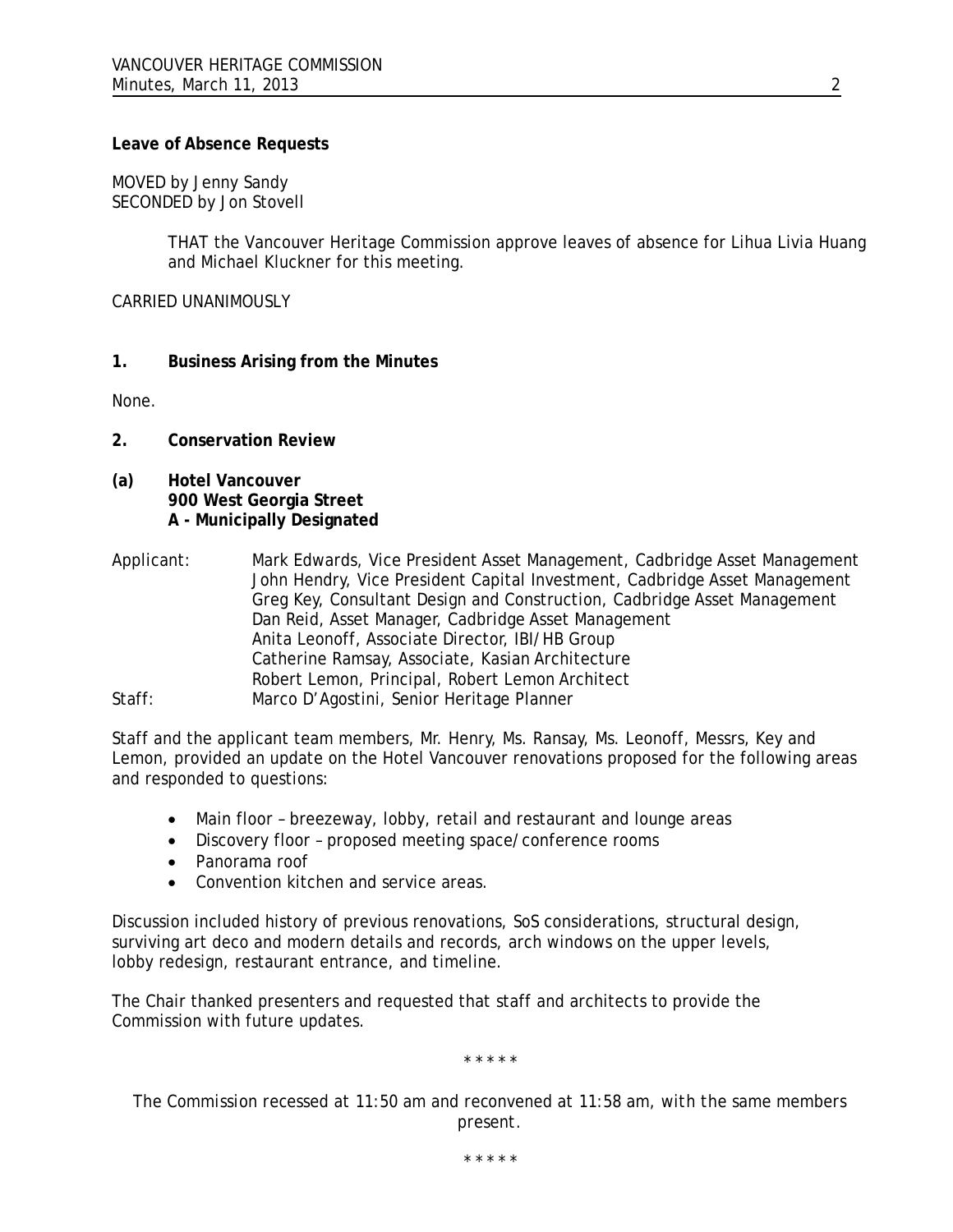**Leave of Absence Requests**

MOVED by Jenny Sandy
SECONDED by Jon Stovell

> THAT the Vancouver Heritage Commission approve leaves of absence for Lihua Livia Huang and Michael Kluckner for this meeting.

CARRIED UNANIMOUSLY

**1. Business Arising from the Minutes**

None.

**2. Conservation Review**

**(a) Hotel Vancouver**
**900 West Georgia Street**
**A - Municipally Designated**

Applicant: Mark Edwards, Vice President Asset Management, Cadbridge Asset Management
John Hendry, Vice President Capital Investment, Cadbridge Asset Management
Greg Key, Consultant Design and Construction, Cadbridge Asset Management
Dan Reid, Asset Manager, Cadbridge Asset Management
Anita Leonoff, Associate Director, IBI/HB Group
Catherine Ramsay, Associate, Kasian Architecture
Robert Lemon, Principal, Robert Lemon Architect
Staff: Marco D'Agostini, Senior Heritage Planner

Staff and the applicant team members, Mr. Henry, Ms. Ransay, Ms. Leonoff, Messrs, Key and Lemon, provided an update on the Hotel Vancouver renovations proposed for the following areas and responded to questions:

- Main floor – breezeway, lobby, retail and restaurant and lounge areas
- Discovery floor – proposed meeting space/conference rooms
- Panorama roof
- Convention kitchen and service areas.

Discussion included history of previous renovations, SoS considerations, structural design, surviving art deco and modern details and records, arch windows on the upper levels, lobby redesign, restaurant entrance, and timeline.

The Chair thanked presenters and requested that staff and architects to provide the Commission with future updates.

\* \* \* \* \*

*The Commission recessed at 11:50 am and reconvened at 11:58 am, with the same members present.*

\* \* \* \* \*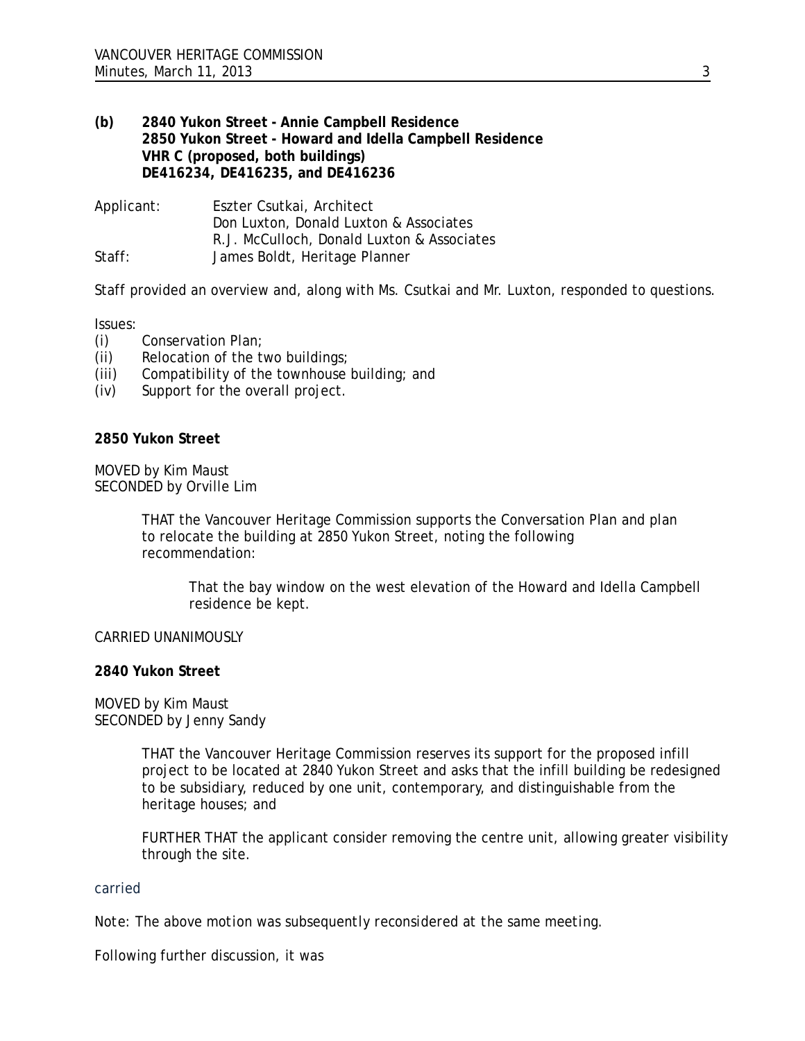**(b) 2840 Yukon Street - Annie Campbell Residence**
**2850 Yukon Street - Howard and Idella Campbell Residence**
**VHR C (proposed, both buildings)**
**DE416234, DE416235, and DE416236**

Applicant: Eszter Csutkai, Architect
Don Luxton, Donald Luxton & Associates
R.J. McCulloch, Donald Luxton & Associates
Staff: James Boldt, Heritage Planner

Staff provided an overview and, along with Ms. Csutkai and Mr. Luxton, responded to questions.

Issues:
(i) Conservation Plan;
(ii) Relocation of the two buildings;
(iii) Compatibility of the townhouse building; and
(iv) Support for the overall project.

**2850 Yukon Street**

MOVED by Kim Maust
SECONDED by Orville Lim

> THAT the Vancouver Heritage Commission supports the Conversation Plan and plan to relocate the building at 2850 Yukon Street, noting the following recommendation:
>
> > That the bay window on the west elevation of the Howard and Idella Campbell residence be kept.

CARRIED UNANIMOUSLY

**2840 Yukon Street**

MOVED by Kim Maust
SECONDED by Jenny Sandy

> THAT the Vancouver Heritage Commission reserves its support for the proposed infill project to be located at 2840 Yukon Street and asks that the infill building be redesigned to be subsidiary, reduced by one unit, contemporary, and distinguishable from the heritage houses; and
>
> FURTHER THAT the applicant consider removing the centre unit, allowing greater visibility through the site.

carried

*Note: The above motion was subsequently reconsidered at the same meeting.*

Following further discussion, it was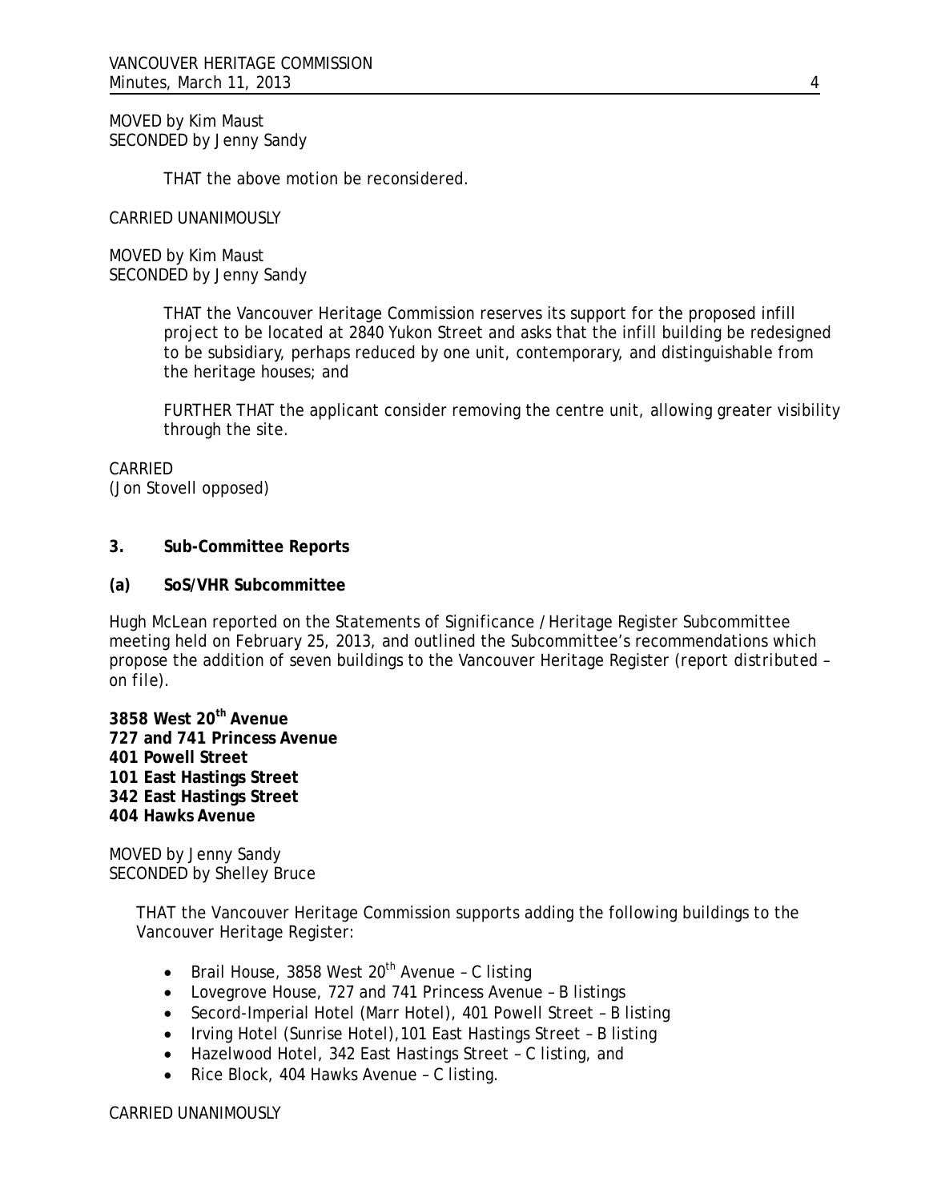MOVED by Kim Maust
SECONDED by Jenny Sandy

> THAT the above motion be reconsidered.

CARRIED UNANIMOUSLY

MOVED by Kim Maust
SECONDED by Jenny Sandy

> THAT the Vancouver Heritage Commission reserves its support for the proposed infill project to be located at 2840 Yukon Street and asks that the infill building be redesigned to be subsidiary, perhaps reduced by one unit, contemporary, and distinguishable from the heritage houses; and
>
> FURTHER THAT the applicant consider removing the centre unit, allowing greater visibility through the site.

CARRIED
(Jon Stovell opposed)

## 3. Sub-Committee Reports

### (a) SoS/VHR Subcommittee

Hugh McLean reported on the Statements of Significance / Heritage Register Subcommittee meeting held on February 25, 2013, and outlined the Subcommittee's recommendations which propose the addition of seven buildings to the Vancouver Heritage Register (*report distributed – on file*).

**3858 West 20th Avenue**
**727 and 741 Princess Avenue**
**401 Powell Street**
**101 East Hastings Street**
**342 East Hastings Street**
**404 Hawks Avenue**

MOVED by Jenny Sandy
SECONDED by Shelley Bruce

> THAT the Vancouver Heritage Commission supports adding the following buildings to the Vancouver Heritage Register:
>
> - Brail House, 3858 West 20th Avenue – C listing
> - Lovegrove House, 727 and 741 Princess Avenue – B listings
> - Secord-Imperial Hotel (Marr Hotel), 401 Powell Street – B listing
> - Irving Hotel (Sunrise Hotel), 101 East Hastings Street – B listing
> - Hazelwood Hotel, 342 East Hastings Street – C listing, and
> - Rice Block, 404 Hawks Avenue – C listing.

CARRIED UNANIMOUSLY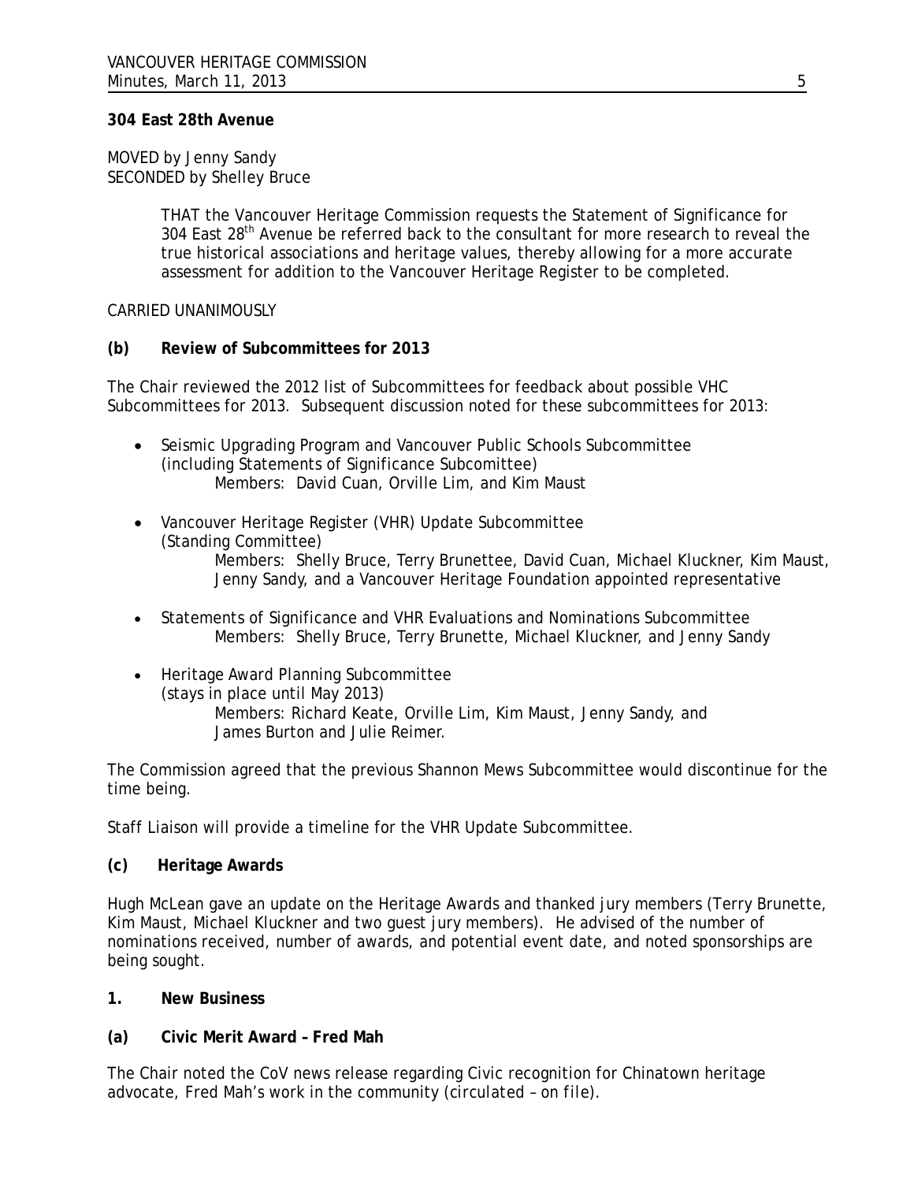**304 East 28th Avenue**

MOVED by Jenny Sandy
SECONDED by Shelley Bruce

> THAT the Vancouver Heritage Commission requests the Statement of Significance for 304 East 28th Avenue be referred back to the consultant for more research to reveal the true historical associations and heritage values, thereby allowing for a more accurate assessment for addition to the Vancouver Heritage Register to be completed.

CARRIED UNANIMOUSLY

**(b) Review of Subcommittees for 2013**

The Chair reviewed the 2012 list of Subcommittees for feedback about possible VHC Subcommittees for 2013. Subsequent discussion noted for these subcommittees for 2013:

- Seismic Upgrading Program and Vancouver Public Schools Subcommittee (including Statements of Significance Subcomittee)
  Members: David Cuan, Orville Lim, and Kim Maust
- Vancouver Heritage Register (VHR) Update Subcommittee (Standing Committee)
  Members: Shelly Bruce, Terry Brunettee, David Cuan, Michael Kluckner, Kim Maust, Jenny Sandy, and a Vancouver Heritage Foundation appointed representative
- Statements of Significance and VHR Evaluations and Nominations Subcommittee
  Members: Shelly Bruce, Terry Brunette, Michael Kluckner, and Jenny Sandy
- Heritage Award Planning Subcommittee (stays in place until May 2013)
  Members: Richard Keate, Orville Lim, Kim Maust, Jenny Sandy, and James Burton and Julie Reimer.

The Commission agreed that the previous Shannon Mews Subcommittee would discontinue for the time being.

Staff Liaison will provide a timeline for the VHR Update Subcommittee.

**(c) Heritage Awards**

Hugh McLean gave an update on the Heritage Awards and thanked jury members (Terry Brunette, Kim Maust, Michael Kluckner and two guest jury members). He advised of the number of nominations received, number of awards, and potential event date, and noted sponsorships are being sought.

**1. New Business**

**(a) Civic Merit Award – Fred Mah**

The Chair noted the CoV news release regarding Civic recognition for Chinatown heritage advocate, Fred Mah's work in the community (circulated – on file).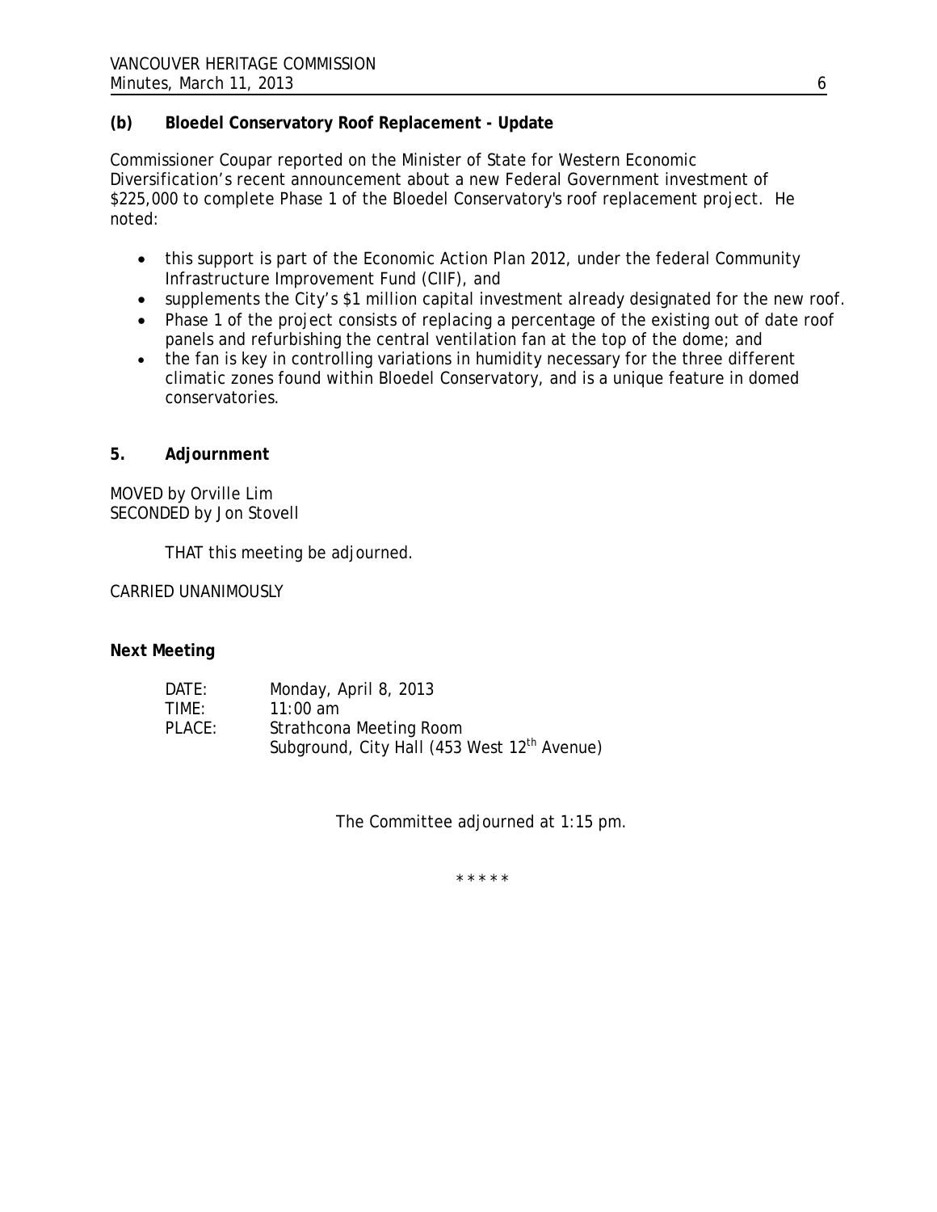**(b) Bloedel Conservatory Roof Replacement - Update**

Commissioner Coupar reported on the Minister of State for Western Economic Diversification's recent announcement about a new Federal Government investment of $225,000 to complete Phase 1 of the Bloedel Conservatory's roof replacement project. He noted:

- this support is part of the Economic Action Plan 2012, under the federal Community Infrastructure Improvement Fund (CIIF), and
- supplements the City's $1 million capital investment already designated for the new roof.
- Phase 1 of the project consists of replacing a percentage of the existing out of date roof panels and refurbishing the central ventilation fan at the top of the dome; and
- the fan is key in controlling variations in humidity necessary for the three different climatic zones found within Bloedel Conservatory, and is a unique feature in domed conservatories.

## 5. Adjournment

MOVED by Orville Lim
SECONDED by Jon Stovell

THAT this meeting be adjourned.

CARRIED UNANIMOUSLY

**Next Meeting**

| | |
|---|---|
| DATE: | Monday, April 8, 2013 |
| TIME: | 11:00 am |
| PLACE: | Strathcona Meeting Room<br>Subground, City Hall (453 West 12th Avenue) |

The Committee adjourned at 1:15 pm.

\* \* \* \* \*